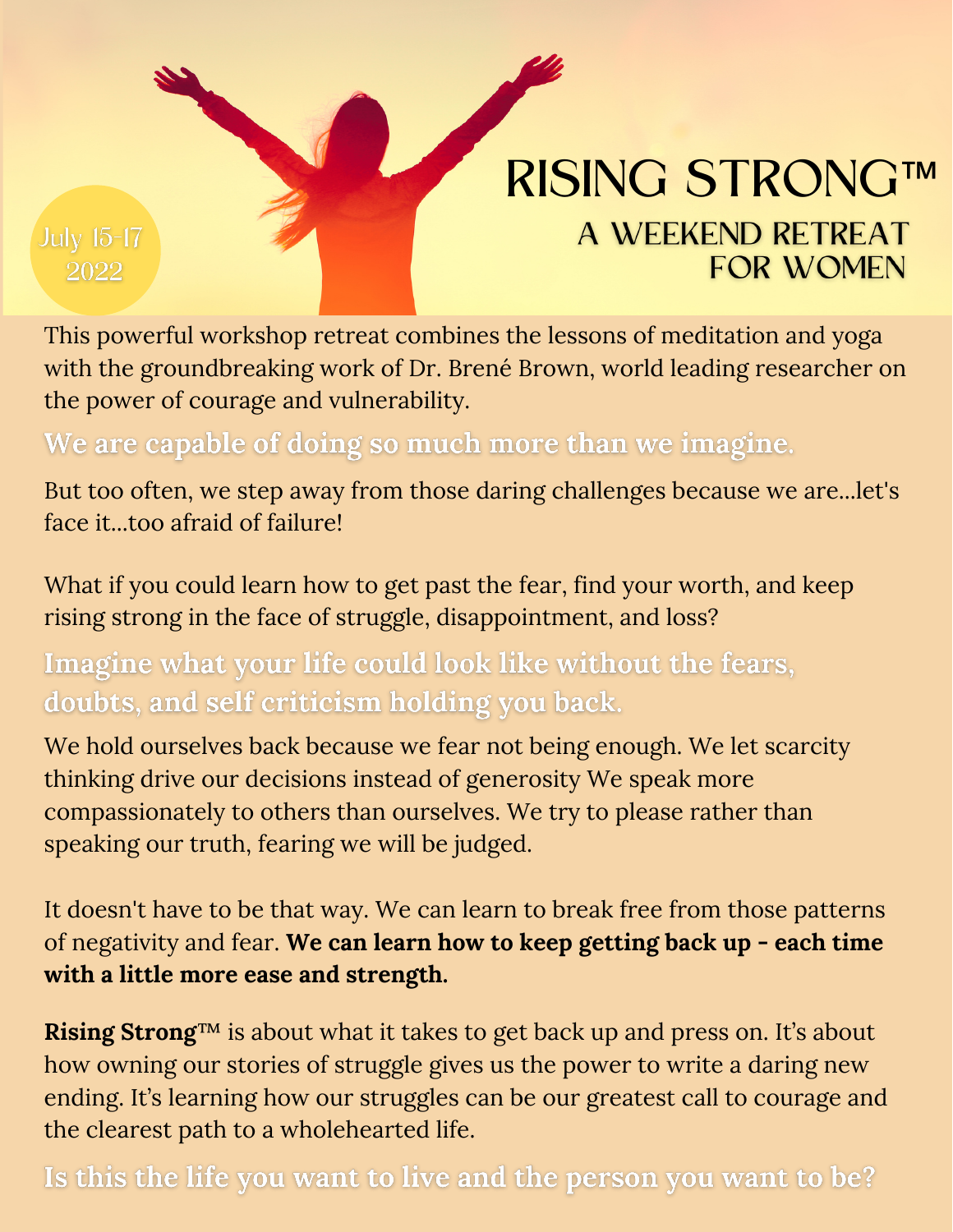July 15-17
2022

# RISING STRONG™

## A WEEKEND RETREAT FOR WOMEN

This powerful workshop retreat combines the lessons of meditation and yoga with the groundbreaking work of Dr. Brené Brown, world leading researcher on the power of courage and vulnerability.

### We are capable of doing so much more than we imagine.

But too often, we step away from those daring challenges because we are...let's face it...too afraid of failure!

What if you could learn how to get past the fear, find your worth, and keep rising strong in the face of struggle, disappointment, and loss?

### Imagine what your life could look like without the fears, doubts, and self criticism holding you back.

We hold ourselves back because we fear not being enough. We let scarcity thinking drive our decisions instead of generosity We speak more compassionately to others than ourselves. We try to please rather than speaking our truth, fearing we will be judged.

It doesn't have to be that way. We can learn to break free from those patterns of negativity and fear. **We can learn how to keep getting back up - each time with a little more ease and strength.**

**Rising Strong**™ is about what it takes to get back up and press on. It's about how owning our stories of struggle gives us the power to write a daring new ending. It's learning how our struggles can be our greatest call to courage and the clearest path to a wholehearted life.

### Is this the life you want to live and the person you want to be?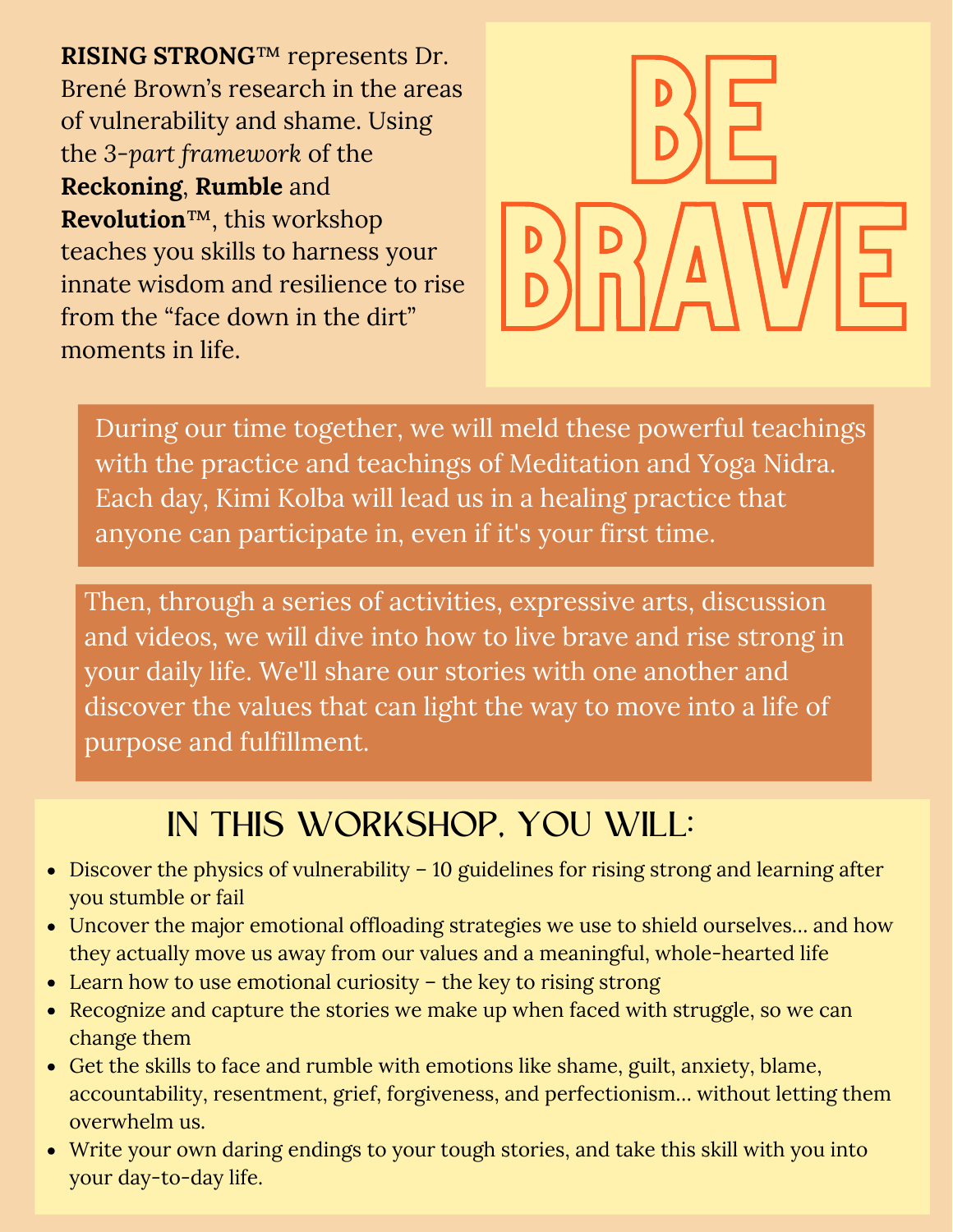**RISING STRONG™** represents Dr. Brené Brown's research in the areas of vulnerability and shame. Using the 3-*part framework* of the **Reckoning**, **Rumble** and **Revolution™**, this workshop teaches you skills to harness your innate wisdom and resilience to rise from the "face down in the dirt" moments in life.

# BE BRAVE

During our time together, we will meld these powerful teachings with the practice and teachings of Meditation and Yoga Nidra. Each day, Kimi Kolba will lead us in a healing practice that anyone can participate in, even if it's your first time.

Then, through a series of activities, expressive arts, discussion and videos, we will dive into how to live brave and rise strong in your daily life. We'll share our stories with one another and discover the values that can light the way to move into a life of purpose and fulfillment.

## IN THIS WORKSHOP, YOU WILL:

- Discover the physics of vulnerability – 10 guidelines for rising strong and learning after you stumble or fail
- Uncover the major emotional offloading strategies we use to shield ourselves... and how they actually move us away from our values and a meaningful, whole-hearted life
- Learn how to use emotional curiosity – the key to rising strong
- Recognize and capture the stories we make up when faced with struggle, so we can change them
- Get the skills to face and rumble with emotions like shame, guilt, anxiety, blame, accountability, resentment, grief, forgiveness, and perfectionism... without letting them overwhelm us.
- Write your own daring endings to your tough stories, and take this skill with you into your day-to-day life.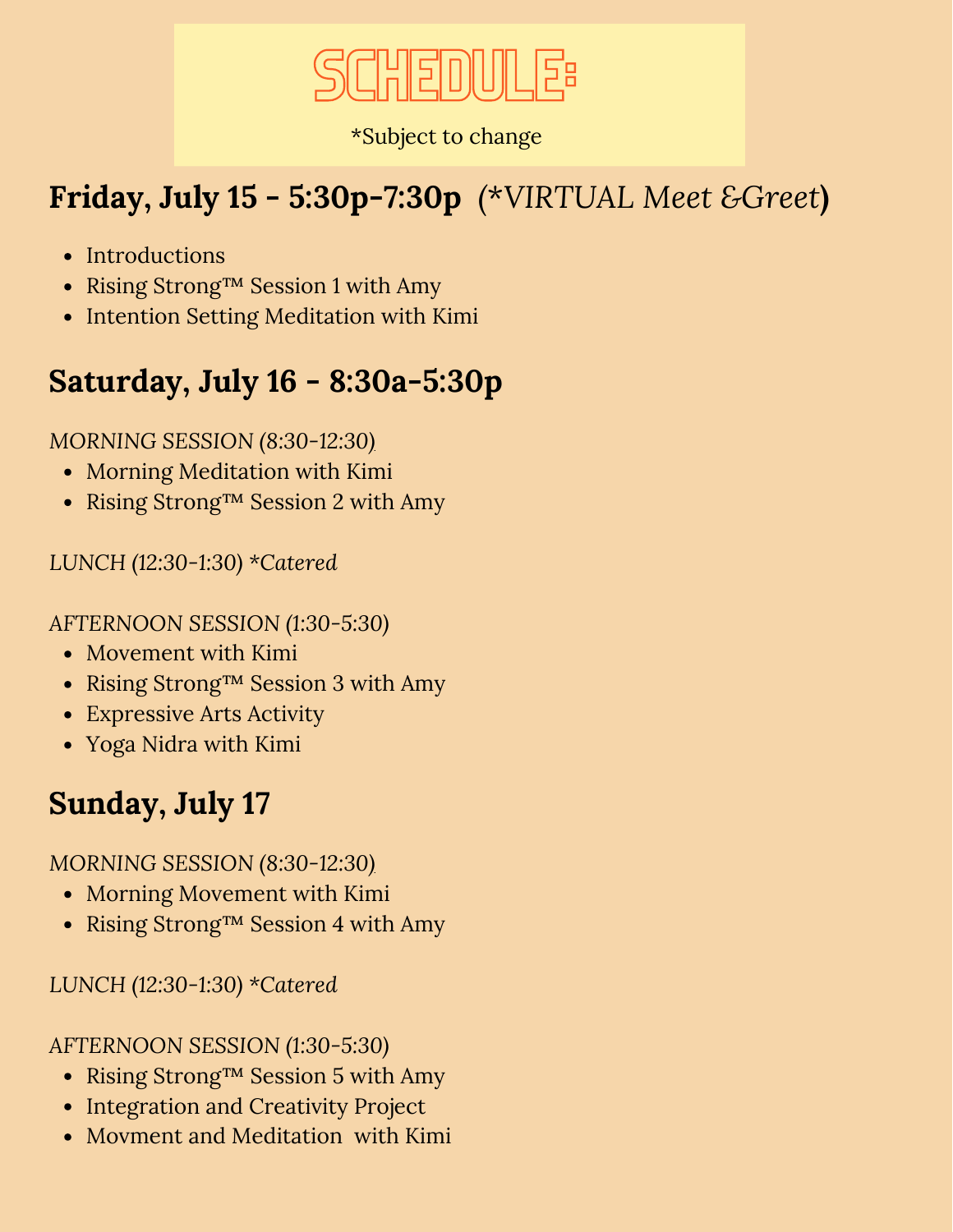# SCHEDULE:

*Subject to change

## Friday, July 15 - 5:30p-7:30p (*VIRTUAL *Meet &Greet*)

- Introductions
- Rising Strong™ Session 1 with Amy
- Intention Setting Meditation with Kimi

## Saturday, July 16 - 8:30a-5:30p

*MORNING SESSION (8:30-12:30)*

- Morning Meditation with Kimi
- Rising Strong™ Session 2 with Amy

*LUNCH (12:30-1:30) *Catered*

*AFTERNOON SESSION (1:30-5:30)*

- Movement with Kimi
- Rising Strong™ Session 3 with Amy
- Expressive Arts Activity
- Yoga Nidra with Kimi

## Sunday, July 17

*MORNING SESSION (8:30-12:30)*

- Morning Movement with Kimi
- Rising Strong™ Session 4 with Amy

*LUNCH (12:30-1:30) *Catered*

*AFTERNOON SESSION (1:30-5:30)*

- Rising Strong™ Session 5 with Amy
- Integration and Creativity Project
- Movment and Meditation with Kimi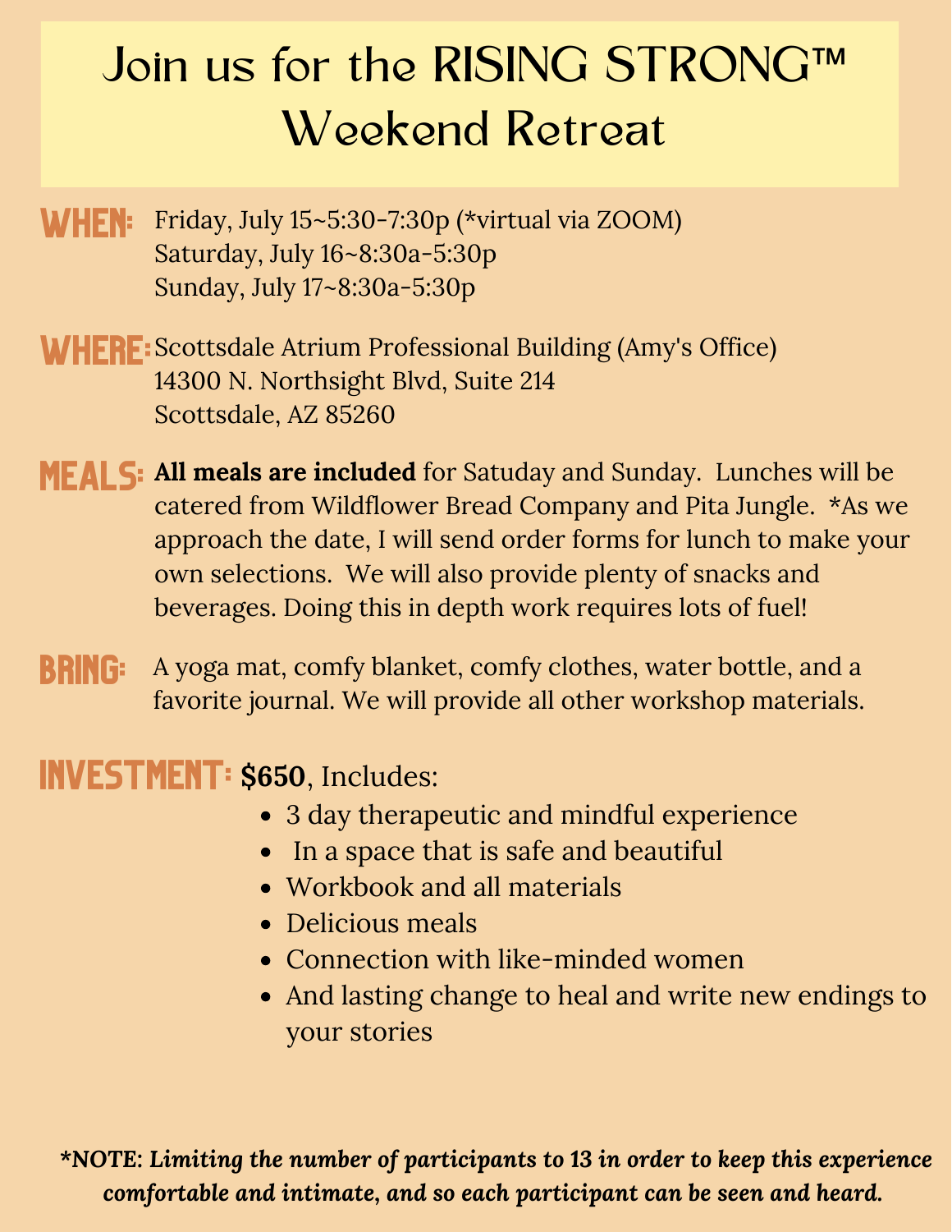# Join us for the RISING STRONG™ Weekend Retreat

**WHEN:** Friday, July 15~5:30-7:30p (*virtual via ZOOM)
Saturday, July 16~8:30a-5:30p
Sunday, July 17~8:30a-5:30p

**WHERE:** Scottsdale Atrium Professional Building (Amy's Office)
14300 N. Northsight Blvd, Suite 214
Scottsdale, AZ 85260

**MEALS:** **All meals are included** for Satuday and Sunday. Lunches will be catered from Wildflower Bread Company and Pita Jungle. *As we approach the date, I will send order forms for lunch to make your own selections. We will also provide plenty of snacks and beverages. Doing this in depth work requires lots of fuel!

**BRING:** A yoga mat, comfy blanket, comfy clothes, water bottle, and a favorite journal. We will provide all other workshop materials.

**INVESTMENT:** **$650**, Includes:

- 3 day therapeutic and mindful experience
- In a space that is safe and beautiful
- Workbook and all materials
- Delicious meals
- Connection with like-minded women
- And lasting change to heal and write new endings to your stories

***NOTE:** ***Limiting the number of participants to 13 in order to keep this experience comfortable and intimate, and so each participant can be seen and heard.***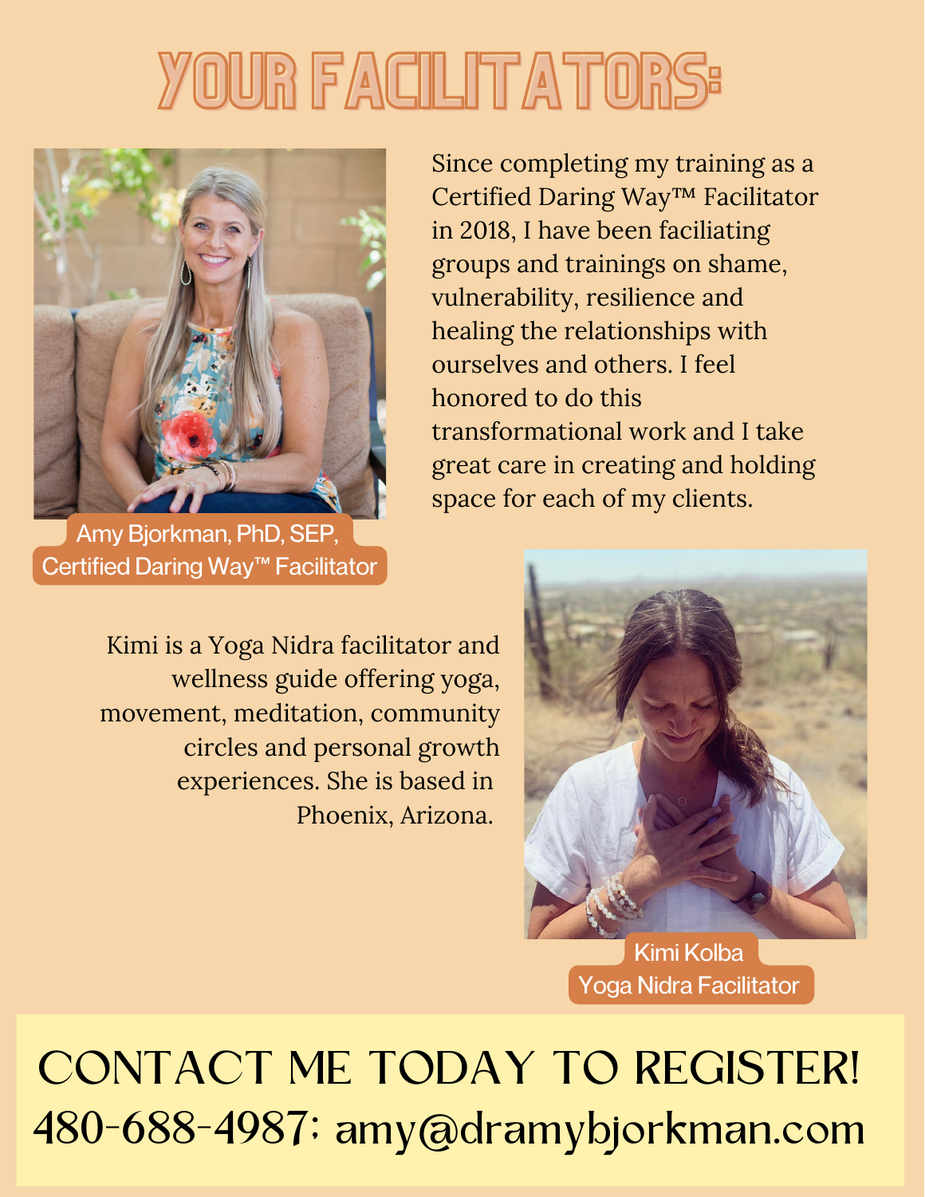# YOUR FACILITATORS:

Since completing my training as a Certified Daring Way™ Facilitator in 2018, I have been faciliating groups and trainings on shame, vulnerability, resilience and healing the relationships with ourselves and others. I feel honored to do this transformational work and I take great care in creating and holding space for each of my clients.

Amy Bjorkman, PhD, SEP,
Certified Daring Way™ Facilitator

Kimi is a Yoga Nidra facilitator and wellness guide offering yoga, movement, meditation, community circles and personal growth experiences. She is based in Phoenix, Arizona.

Kimi Kolba
Yoga Nidra Facilitator

## CONTACT ME TODAY TO REGISTER!

480-688-4987; amy@dramybjorkman.com